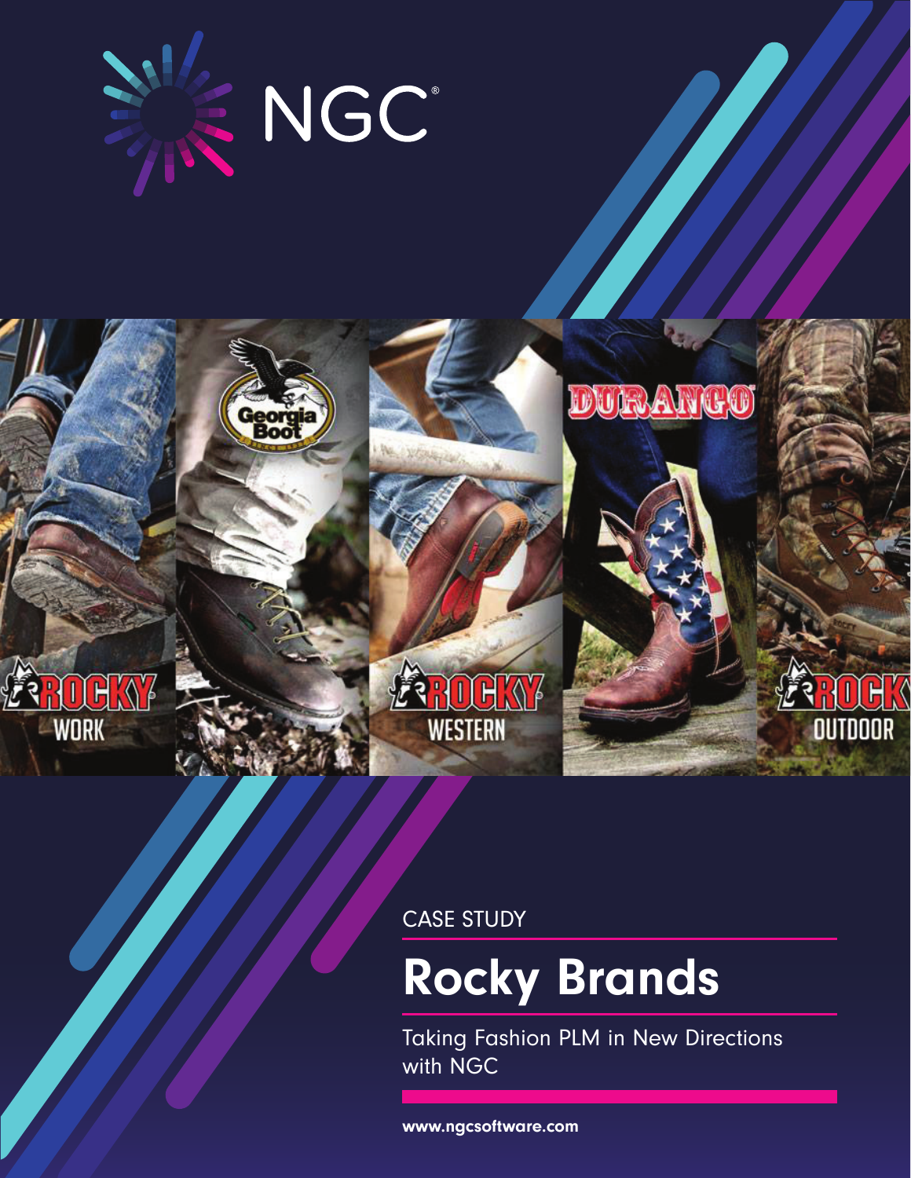NGC®

CASE STUDY

# Rocky Brands

Taking Fashion PLM in New Directions with NGC

**www.ngcsoftware.com**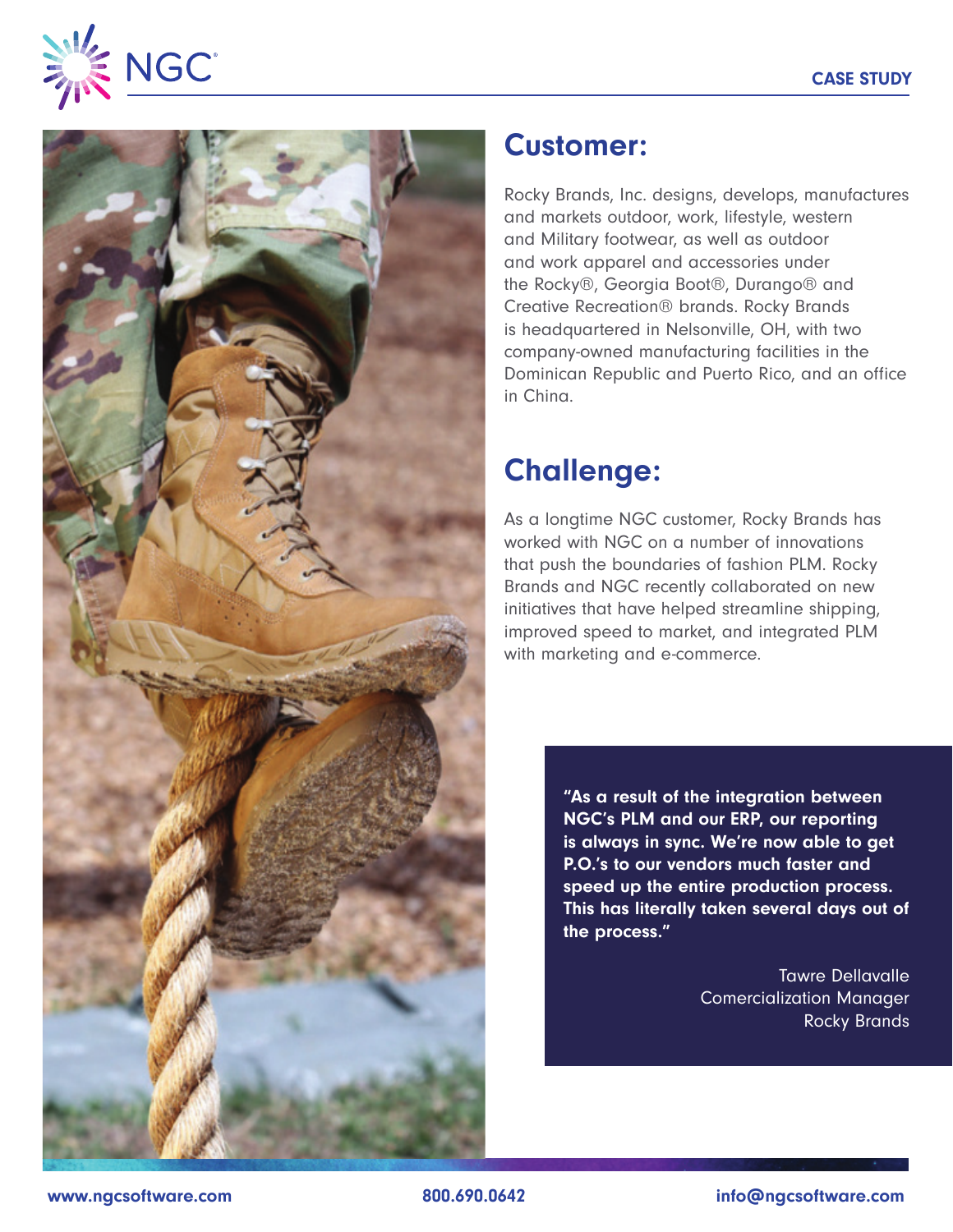## Customer:

Rocky Brands, Inc. designs, develops, manufactures and markets outdoor, work, lifestyle, western and Military footwear, as well as outdoor and work apparel and accessories under the Rocky®, Georgia Boot®, Durango® and Creative Recreation® brands. Rocky Brands is headquartered in Nelsonville, OH, with two company-owned manufacturing facilities in the Dominican Republic and Puerto Rico, and an office in China.

## Challenge:

As a longtime NGC customer, Rocky Brands has worked with NGC on a number of innovations that push the boundaries of fashion PLM. Rocky Brands and NGC recently collaborated on new initiatives that have helped streamline shipping, improved speed to market, and integrated PLM with marketing and e-commerce.

> **"As a result of the integration between NGC's PLM and our ERP, our reporting is always in sync. We're now able to get P.O.'s to our vendors much faster and speed up the entire production process. This has literally taken several days out of the process."**
>
> Tawre Dellavalle
> Comercialization Manager
> Rocky Brands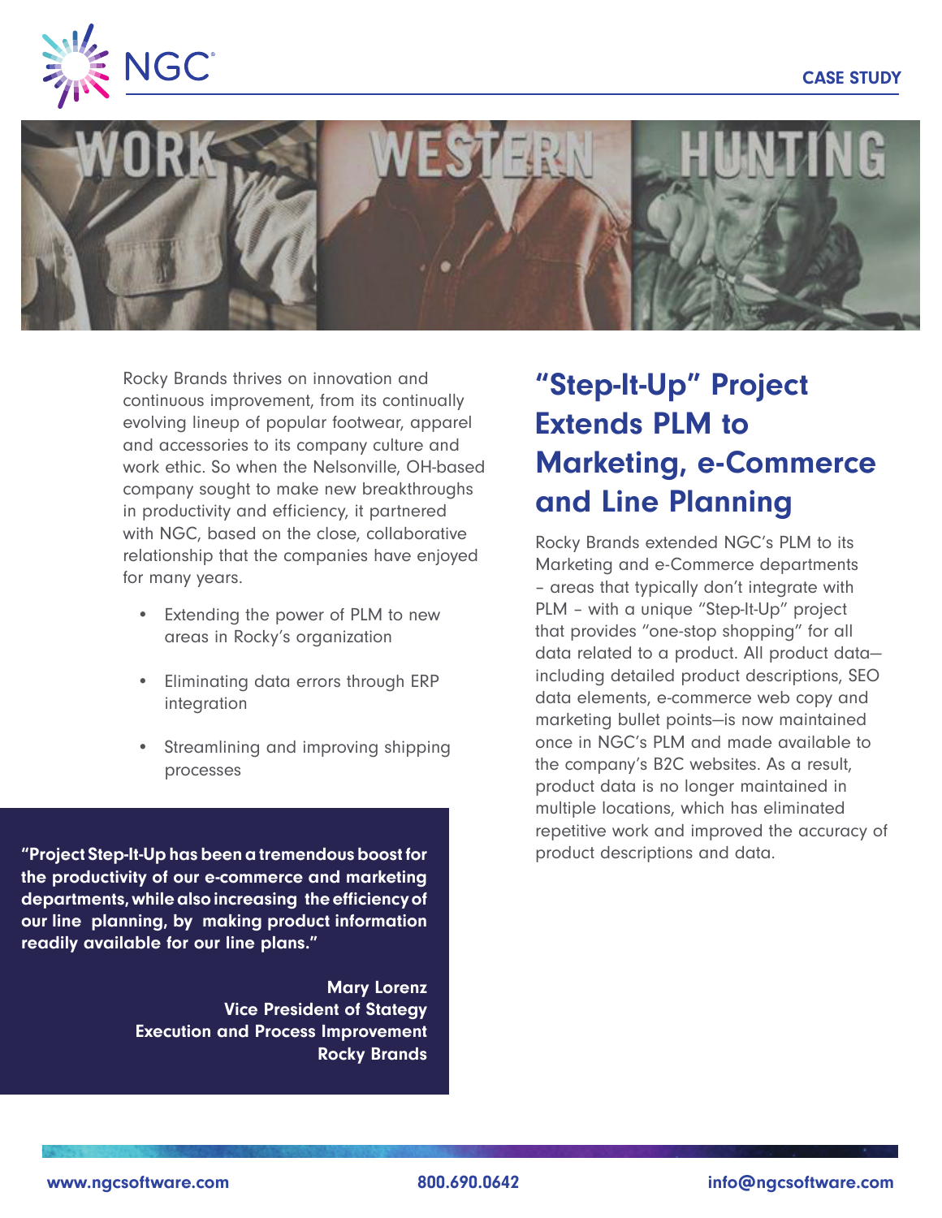CASE STUDY

Rocky Brands thrives on innovation and continuous improvement, from its continually evolving lineup of popular footwear, apparel and accessories to its company culture and work ethic. So when the Nelsonville, OH-based company sought to make new breakthroughs in productivity and efficiency, it partnered with NGC, based on the close, collaborative relationship that the companies have enjoyed for many years.

- Extending the power of PLM to new areas in Rocky's organization
- Eliminating data errors through ERP integration
- Streamlining and improving shipping processes

**"Project Step-It-Up has been a tremendous boost for the productivity of our e-commerce and marketing departments, while also increasing the efficiency of our line planning, by making product information readily available for our line plans."**

**Mary Lorenz**
**Vice President of Stategy Execution and Process Improvement**
**Rocky Brands**

## "Step-It-Up" Project Extends PLM to Marketing, e-Commerce and Line Planning

Rocky Brands extended NGC's PLM to its Marketing and e-Commerce departments – areas that typically don't integrate with PLM – with a unique "Step-It-Up" project that provides "one-stop shopping" for all data related to a product. All product data—including detailed product descriptions, SEO data elements, e-commerce web copy and marketing bullet points—is now maintained once in NGC's PLM and made available to the company's B2C websites. As a result, product data is no longer maintained in multiple locations, which has eliminated repetitive work and improved the accuracy of product descriptions and data.

www.ngcsoftware.com | 800.690.0642 | info@ngcsoftware.com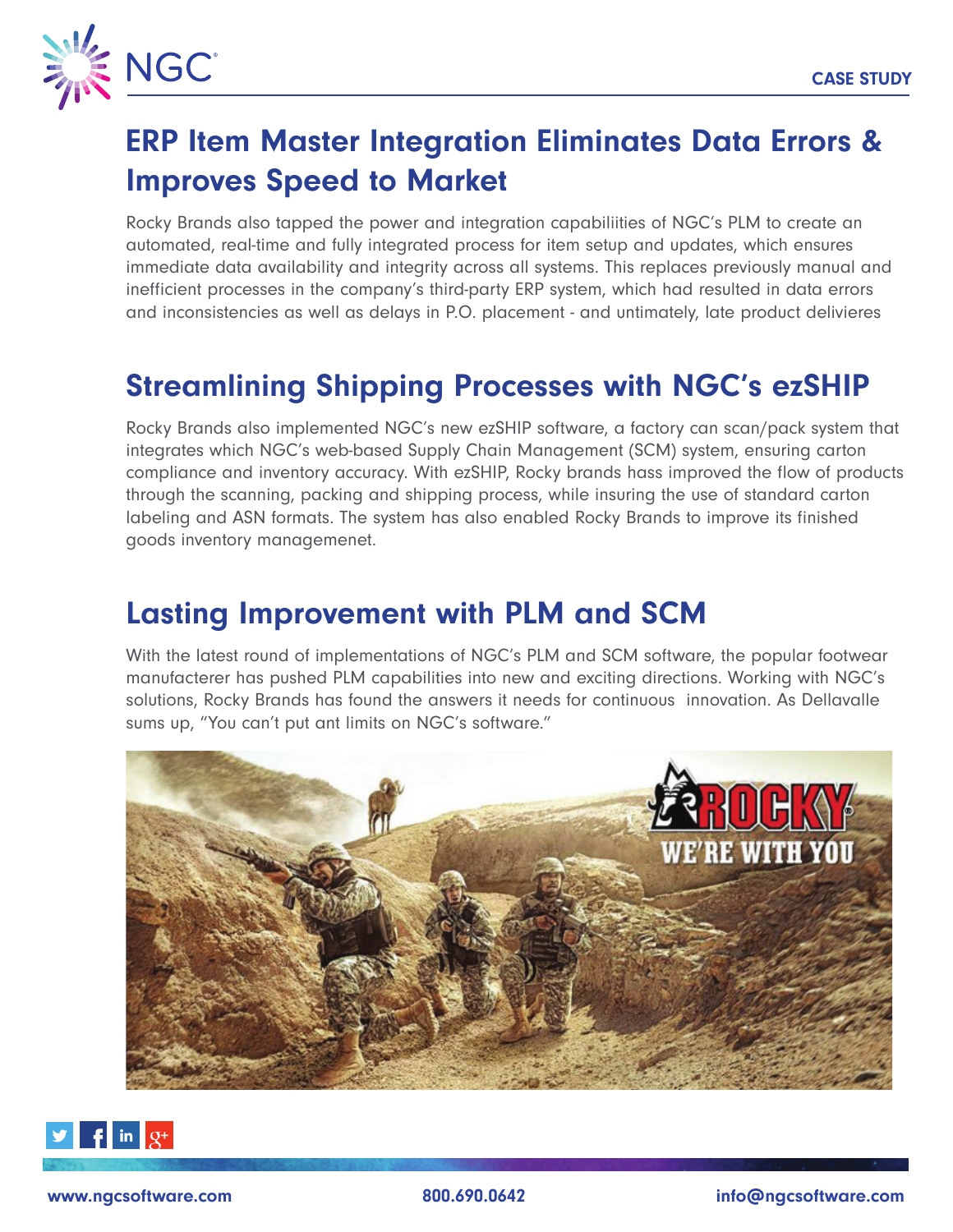## ERP Item Master Integration Eliminates Data Errors & Improves Speed to Market

Rocky Brands also tapped the power and integration capabiliities of NGC's PLM to create an automated, real-time and fully integrated process for item setup and updates, which ensures immediate data availability and integrity across all systems. This replaces previously manual and inefficient processes in the company's third-party ERP system, which had resulted in data errors and inconsistencies as well as delays in P.O. placement - and untimately, late product delivieres

## Streamlining Shipping Processes with NGC's ezSHIP

Rocky Brands also implemented NGC's new ezSHIP software, a factory can scan/pack system that integrates which NGC's web-based Supply Chain Management (SCM) system, ensuring carton compliance and inventory accuracy. With ezSHIP, Rocky brands hass improved the flow of products through the scanning, packing and shipping process, while insuring the use of standard carton labeling and ASN formats. The system has also enabled Rocky Brands to improve its finished goods inventory managemenet.

## Lasting Improvement with PLM and SCM

With the latest round of implementations of NGC's PLM and SCM software, the popular footwear manufacterer has pushed PLM capabilities into new and exciting directions. Working with NGC's solutions, Rocky Brands has found the answers it needs for continuous innovation. As Dellavalle sums up, "You can't put ant limits on NGC's software."

www.ngcsoftware.com 800.690.0642 info@ngcsoftware.com